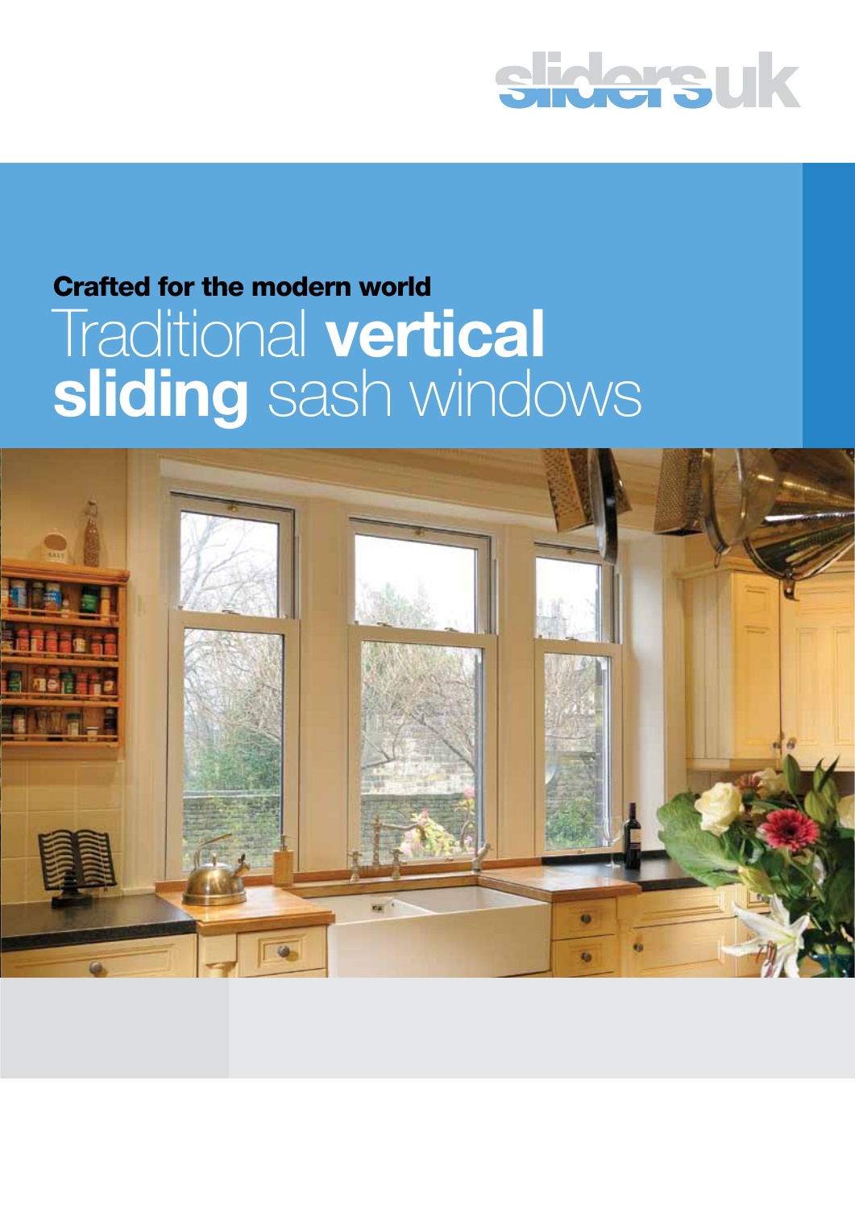slidersuk

**Crafted for the modern world**

# Traditional **vertical sliding** sash windows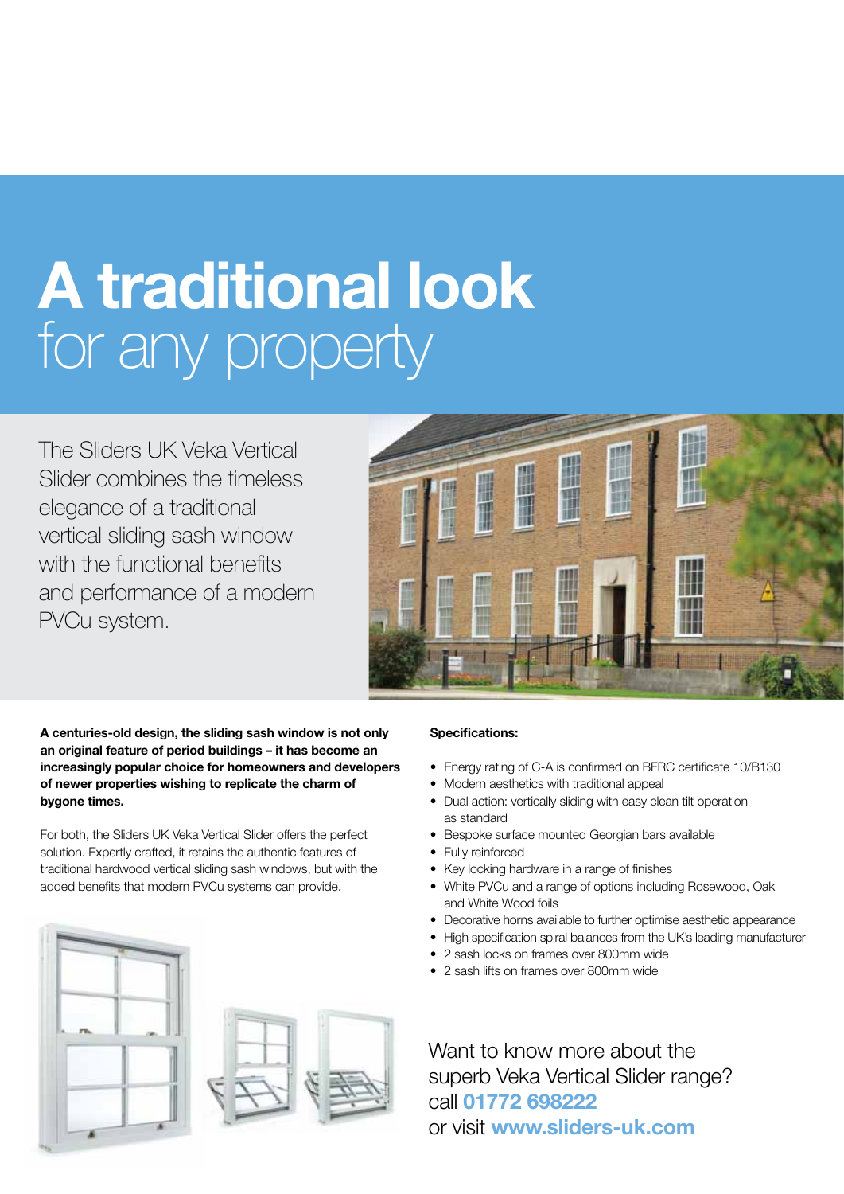# **A traditional look** for any property

The Sliders UK Veka Vertical Slider combines the timeless elegance of a traditional vertical sliding sash window with the functional benefits and performance of a modern PVCu system.

**A centuries-old design, the sliding sash window is not only an original feature of period buildings – it has become an increasingly popular choice for homeowners and developers of newer properties wishing to replicate the charm of bygone times.**

For both, the Sliders UK Veka Vertical Slider offers the perfect solution. Expertly crafted, it retains the authentic features of traditional hardwood vertical sliding sash windows, but with the added benefits that modern PVCu systems can provide.

**Specifications:**

- Energy rating of C-A is confirmed on BFRC certificate 10/B130
- Modern aesthetics with traditional appeal
- Dual action: vertically sliding with easy clean tilt operation as standard
- Bespoke surface mounted Georgian bars available
- Fully reinforced
- Key locking hardware in a range of finishes
- White PVCu and a range of options including Rosewood, Oak and White Wood foils
- Decorative horns available to further optimise aesthetic appearance
- High specification spiral balances from the UK's leading manufacturer
- 2 sash locks on frames over 800mm wide
- 2 sash lifts on frames over 800mm wide

Want to know more about the superb Veka Vertical Slider range?
call **01772 698222**
or visit **www.sliders-uk.com**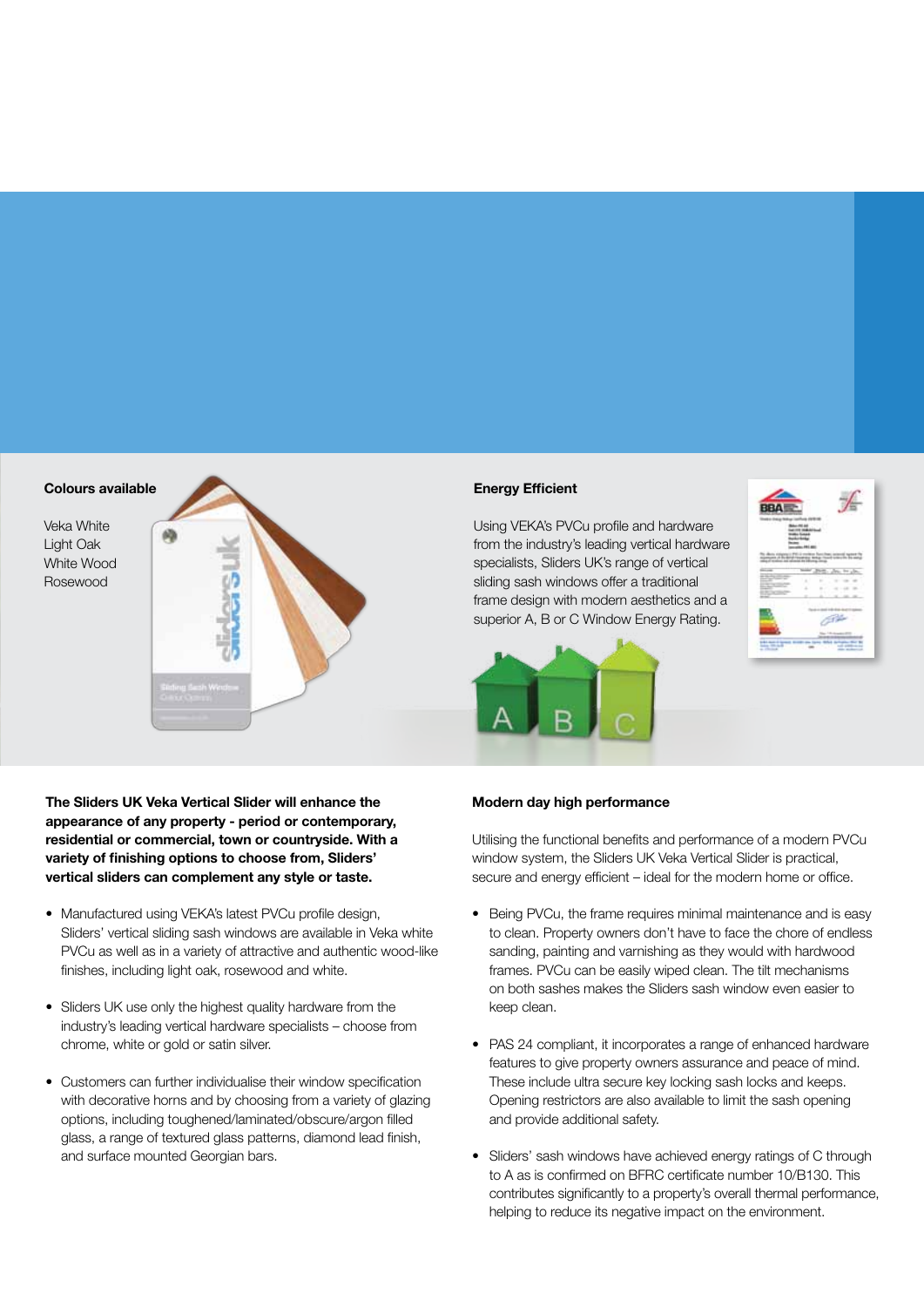**Colours available**

Veka White
Light Oak
White Wood
Rosewood

**Energy Efficient**

Using VEKA's PVCu profile and hardware from the industry's leading vertical hardware specialists, Sliders UK's range of vertical sliding sash windows offer a traditional frame design with modern aesthetics and a superior A, B or C Window Energy Rating.

**The Sliders UK Veka Vertical Slider will enhance the appearance of any property - period or contemporary, residential or commercial, town or countryside. With a variety of finishing options to choose from, Sliders' vertical sliders can complement any style or taste.**

- Manufactured using VEKA's latest PVCu profile design, Sliders' vertical sliding sash windows are available in Veka white PVCu as well as in a variety of attractive and authentic wood-like finishes, including light oak, rosewood and white.
- Sliders UK use only the highest quality hardware from the industry's leading vertical hardware specialists – choose from chrome, white or gold or satin silver.
- Customers can further individualise their window specification with decorative horns and by choosing from a variety of glazing options, including toughened/laminated/obscure/argon filled glass, a range of textured glass patterns, diamond lead finish, and surface mounted Georgian bars.

**Modern day high performance**

Utilising the functional benefits and performance of a modern PVCu window system, the Sliders UK Veka Vertical Slider is practical, secure and energy efficient – ideal for the modern home or office.

- Being PVCu, the frame requires minimal maintenance and is easy to clean. Property owners don't have to face the chore of endless sanding, painting and varnishing as they would with hardwood frames. PVCu can be easily wiped clean. The tilt mechanisms on both sashes makes the Sliders sash window even easier to keep clean.
- PAS 24 compliant, it incorporates a range of enhanced hardware features to give property owners assurance and peace of mind. These include ultra secure key locking sash locks and keeps. Opening restrictors are also available to limit the sash opening and provide additional safety.
- Sliders' sash windows have achieved energy ratings of C through to A as is confirmed on BFRC certificate number 10/B130. This contributes significantly to a property's overall thermal performance, helping to reduce its negative impact on the environment.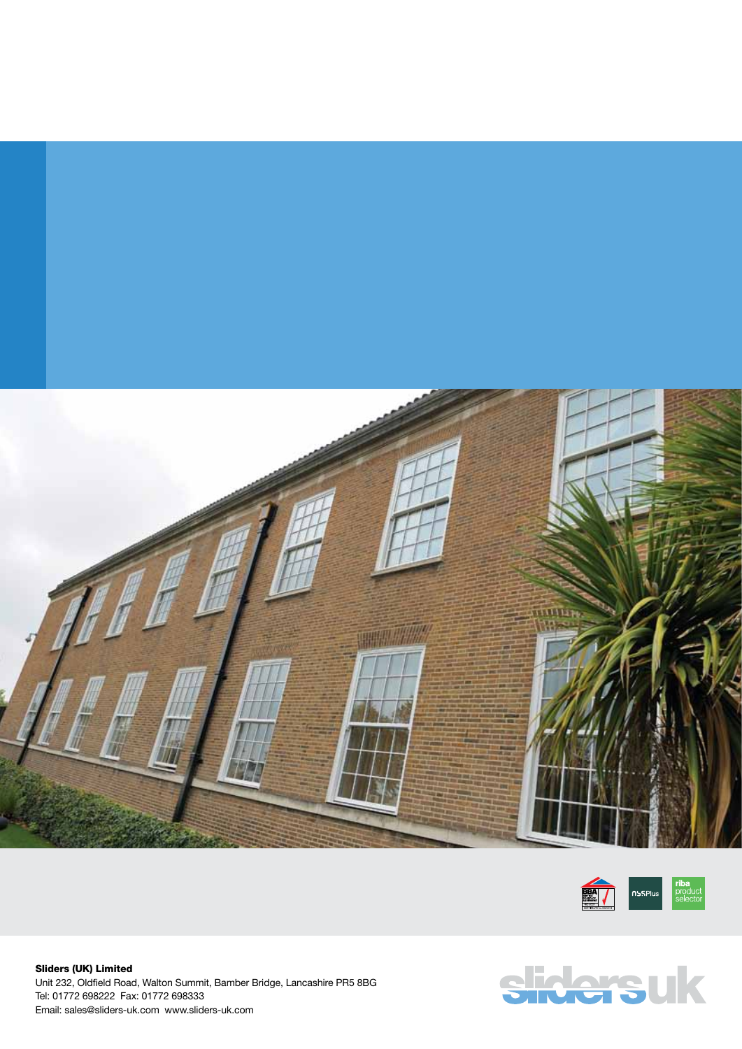**Sliders (UK) Limited**
Unit 232, Oldfield Road, Walton Summit, Bamber Bridge, Lancashire PR5 8BG
Tel: 01772 698222  Fax: 01772 698333
Email: sales@sliders-uk.com  www.sliders-uk.com